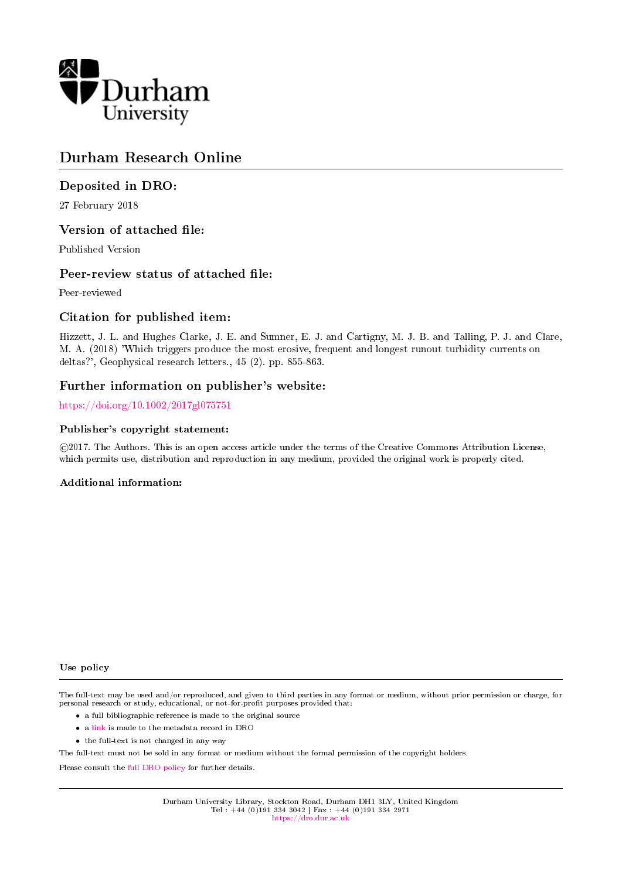# Durham Research Online

## Deposited in DRO:

27 February 2018

## Version of attached file:

Published Version

## Peer-review status of attached file:

Peer-reviewed

## Citation for published item:

Hizzett, J. L. and Hughes Clarke, J. E. and Sumner, E. J. and Cartigny, M. J. B. and Talling, P. J. and Clare, M. A. (2018) 'Which triggers produce the most erosive, frequent and longest runout turbidity currents on deltas?', Geophysical research letters., 45 (2). pp. 855-863.

## Further information on publisher's website:

https://doi.org/10.1002/2017gl075751

### Publisher's copyright statement:

©2017. The Authors. This is an open access article under the terms of the Creative Commons Attribution License, which permits use, distribution and reproduction in any medium, provided the original work is properly cited.

### Additional information:

### Use policy

The full-text may be used and/or reproduced, and given to third parties in any format or medium, without prior permission or charge, for personal research or study, educational, or not-for-profit purposes provided that:

- a full bibliographic reference is made to the original source
- a link is made to the metadata record in DRO
- the full-text is not changed in any way

The full-text must not be sold in any format or medium without the formal permission of the copyright holders.

Please consult the full DRO policy for further details.

Durham University Library, Stockton Road, Durham DH1 3LY, United Kingdom
Tel : +44 (0)191 334 3042 | Fax : +44 (0)191 334 2971
https://dro.dur.ac.uk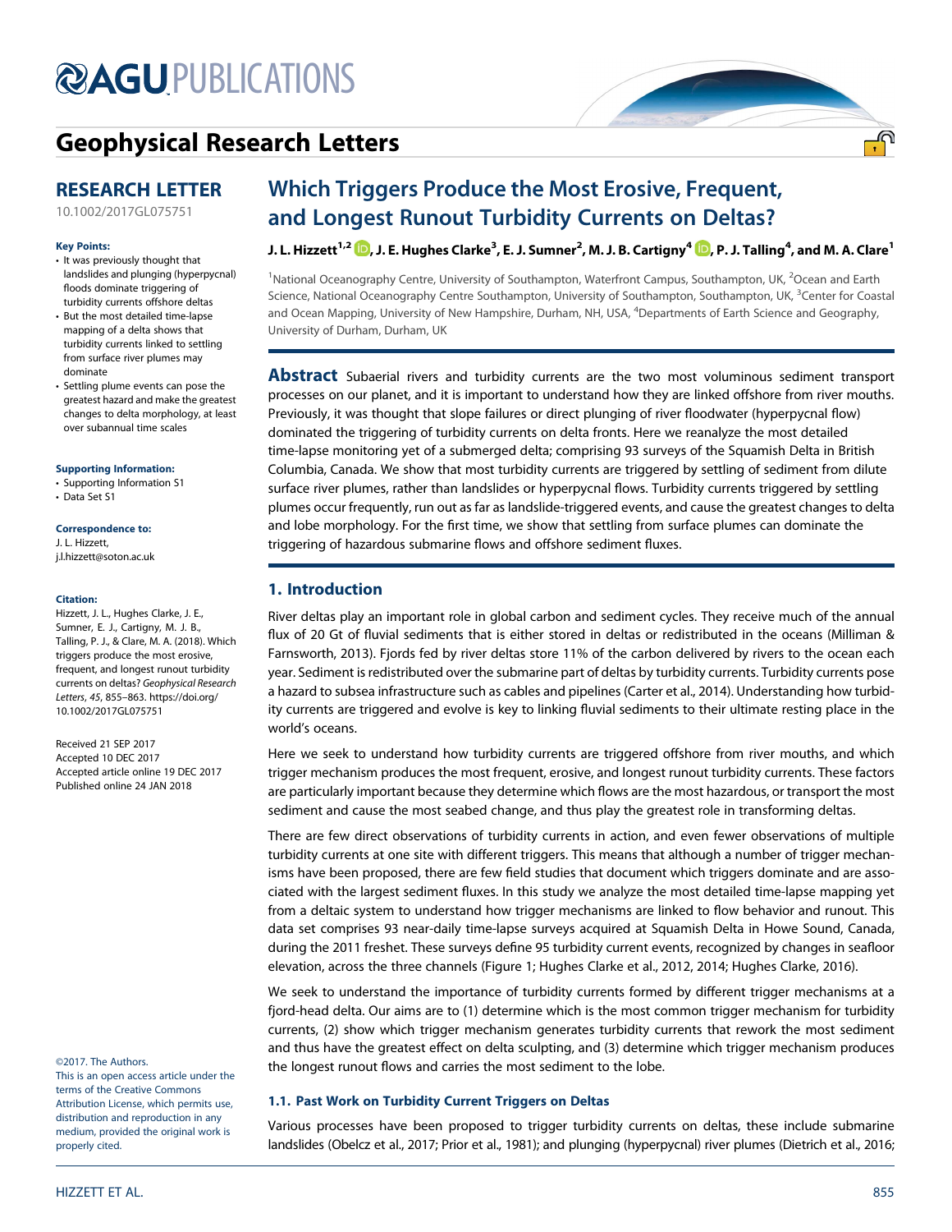# Which Triggers Produce the Most Erosive, Frequent, and Longest Runout Turbidity Currents on Deltas?

**J. L. Hizzett[1,2], J. E. Hughes Clarke[3], E. J. Sumner[2], M. J. B. Cartigny[4], P. J. Talling[4], and M. A. Clare[1]**

[1]National Oceanography Centre, University of Southampton, Waterfront Campus, Southampton, UK, [2]Ocean and Earth Science, National Oceanography Centre Southampton, University of Southampton, Southampton, UK, [3]Center for Coastal and Ocean Mapping, University of New Hampshire, Durham, NH, USA, [4]Departments of Earth Science and Geography, University of Durham, Durham, UK

**RESEARCH LETTER**

10.1002/2017GL075751

**Key Points:**

- It was previously thought that landslides and plunging (hyperpycnal) floods dominate triggering of turbidity currents offshore deltas
- But the most detailed time-lapse mapping of a delta shows that turbidity currents linked to settling from surface river plumes may dominate
- Settling plume events can pose the greatest hazard and make the greatest changes to delta morphology, at least over subannual time scales

**Supporting Information:**

- Supporting Information S1
- Data Set S1

**Correspondence to:**

J. L. Hizzett,
j.l.hizzett@soton.ac.uk

**Citation:**

Hizzett, J. L., Hughes Clarke, J. E., Sumner, E. J., Cartigny, M. J. B., Talling, P. J., & Clare, M. A. (2018). Which triggers produce the most erosive, frequent, and longest runout turbidity currents on deltas? *Geophysical Research Letters*, *45*, 855–863. https://doi.org/10.1002/2017GL075751

Received 21 SEP 2017
Accepted 10 DEC 2017
Accepted article online 19 DEC 2017
Published online 24 JAN 2018

©2017. The Authors.
This is an open access article under the terms of the Creative Commons Attribution License, which permits use, distribution and reproduction in any medium, provided the original work is properly cited.

**Abstract** Subaerial rivers and turbidity currents are the two most voluminous sediment transport processes on our planet, and it is important to understand how they are linked offshore from river mouths. Previously, it was thought that slope failures or direct plunging of river floodwater (hyperpycnal flow) dominated the triggering of turbidity currents on delta fronts. Here we reanalyze the most detailed time-lapse monitoring yet of a submerged delta; comprising 93 surveys of the Squamish Delta in British Columbia, Canada. We show that most turbidity currents are triggered by settling of sediment from dilute surface river plumes, rather than landslides or hyperpycnal flows. Turbidity currents triggered by settling plumes occur frequently, run out as far as landslide-triggered events, and cause the greatest changes to delta and lobe morphology. For the first time, we show that settling from surface plumes can dominate the triggering of hazardous submarine flows and offshore sediment fluxes.

## 1. Introduction

River deltas play an important role in global carbon and sediment cycles. They receive much of the annual flux of 20 Gt of fluvial sediments that is either stored in deltas or redistributed in the oceans (Milliman & Farnsworth, 2013). Fjords fed by river deltas store 11% of the carbon delivered by rivers to the ocean each year. Sediment is redistributed over the submarine part of deltas by turbidity currents. Turbidity currents pose a hazard to subsea infrastructure such as cables and pipelines (Carter et al., 2014). Understanding how turbidity currents are triggered and evolve is key to linking fluvial sediments to their ultimate resting place in the world's oceans.

Here we seek to understand how turbidity currents are triggered offshore from river mouths, and which trigger mechanism produces the most frequent, erosive, and longest runout turbidity currents. These factors are particularly important because they determine which flows are the most hazardous, or transport the most sediment and cause the most seabed change, and thus play the greatest role in transforming deltas.

There are few direct observations of turbidity currents in action, and even fewer observations of multiple turbidity currents at one site with different triggers. This means that although a number of trigger mechanisms have been proposed, there are few field studies that document which triggers dominate and are associated with the largest sediment fluxes. In this study we analyze the most detailed time-lapse mapping yet from a deltaic system to understand how trigger mechanisms are linked to flow behavior and runout. This data set comprises 93 near-daily time-lapse surveys acquired at Squamish Delta in Howe Sound, Canada, during the 2011 freshet. These surveys define 95 turbidity current events, recognized by changes in seafloor elevation, across the three channels (Figure 1; Hughes Clarke et al., 2012, 2014; Hughes Clarke, 2016).

We seek to understand the importance of turbidity currents formed by different trigger mechanisms at a fjord-head delta. Our aims are to (1) determine which is the most common trigger mechanism for turbidity currents, (2) show which trigger mechanism generates turbidity currents that rework the most sediment and thus have the greatest effect on delta sculpting, and (3) determine which trigger mechanism produces the longest runout flows and carries the most sediment to the lobe.

### 1.1. Past Work on Turbidity Current Triggers on Deltas

Various processes have been proposed to trigger turbidity currents on deltas, these include submarine landslides (Obelcz et al., 2017; Prior et al., 1981); and plunging (hyperpycnal) river plumes (Dietrich et al., 2016;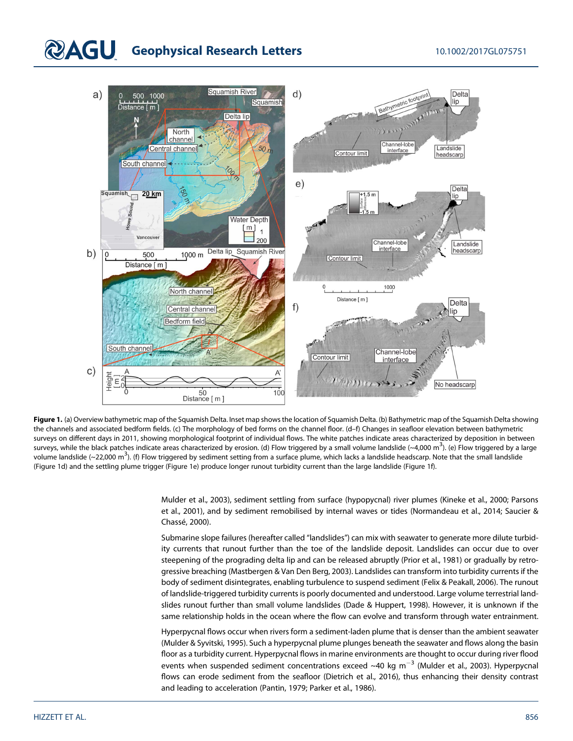**Figure 1.** (a) Overview bathymetric map of the Squamish Delta. Inset map shows the location of Squamish Delta. (b) Bathymetric map of the Squamish Delta showing the channels and associated bedform fields. (c) The morphology of bed forms on the channel floor. (d–f) Changes in seafloor elevation between bathymetric surveys on different days in 2011, showing morphological footprint of individual flows. The white patches indicate areas characterized by deposition in between surveys, while the black patches indicate areas characterized by erosion. (d) Flow triggered by a small volume landslide (~4,000 m$^3$). (e) Flow triggered by a large volume landslide (~22,000 m$^3$). (f) Flow triggered by sediment setting from a surface plume, which lacks a landslide headscarp. Note that the small landslide (Figure 1d) and the settling plume trigger (Figure 1e) produce longer runout turbidity current than the large landslide (Figure 1f).

Mulder et al., 2003), sediment settling from surface (hypopycnal) river plumes (Kineke et al., 2000; Parsons et al., 2001), and by sediment remobilised by internal waves or tides (Normandeau et al., 2014; Saucier & Chassé, 2000).

Submarine slope failures (hereafter called "landslides") can mix with seawater to generate more dilute turbidity currents that runout further than the toe of the landslide deposit. Landslides can occur due to over steepening of the prograding delta lip and can be released abruptly (Prior et al., 1981) or gradually by retrogressive breaching (Mastbergen & Van Den Berg, 2003). Landslides can transform into turbidity currents if the body of sediment disintegrates, enabling turbulence to suspend sediment (Felix & Peakall, 2006). The runout of landslide-triggered turbidity currents is poorly documented and understood. Large volume terrestrial landslides runout further than small volume landslides (Dade & Huppert, 1998). However, it is unknown if the same relationship holds in the ocean where the flow can evolve and transform through water entrainment.

Hyperpycnal flows occur when rivers form a sediment-laden plume that is denser than the ambient seawater (Mulder & Syvitski, 1995). Such a hyperpycnal plume plunges beneath the seawater and flows along the basin floor as a turbidity current. Hyperpycnal flows in marine environments are thought to occur during river flood events when suspended sediment concentrations exceed ~40 kg m$^{-3}$ (Mulder et al., 2003). Hyperpycnal flows can erode sediment from the seafloor (Dietrich et al., 2016), thus enhancing their density contrast and leading to acceleration (Pantin, 1979; Parker et al., 1986).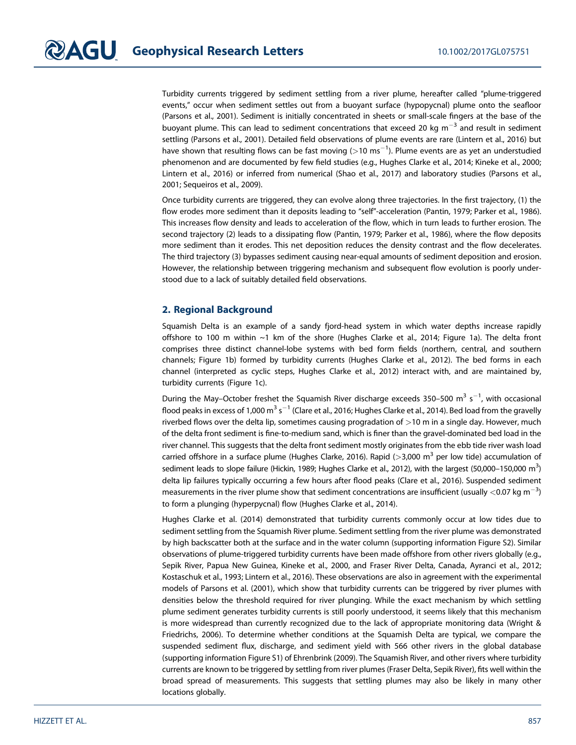Turbidity currents triggered by sediment settling from a river plume, hereafter called "plume-triggered events," occur when sediment settles out from a buoyant surface (hypopycnal) plume onto the seafloor (Parsons et al., 2001). Sediment is initially concentrated in sheets or small-scale fingers at the base of the buoyant plume. This can lead to sediment concentrations that exceed 20 kg m$^{-3}$ and result in sediment settling (Parsons et al., 2001). Detailed field observations of plume events are rare (Lintern et al., 2016) but have shown that resulting flows can be fast moving (>10 ms$^{-1}$). Plume events are as yet an understudied phenomenon and are documented by few field studies (e.g., Hughes Clarke et al., 2014; Kineke et al., 2000; Lintern et al., 2016) or inferred from numerical (Shao et al., 2017) and laboratory studies (Parsons et al., 2001; Sequeiros et al., 2009).

Once turbidity currents are triggered, they can evolve along three trajectories. In the first trajectory, (1) the flow erodes more sediment than it deposits leading to "self"-acceleration (Pantin, 1979; Parker et al., 1986). This increases flow density and leads to acceleration of the flow, which in turn leads to further erosion. The second trajectory (2) leads to a dissipating flow (Pantin, 1979; Parker et al., 1986), where the flow deposits more sediment than it erodes. This net deposition reduces the density contrast and the flow decelerates. The third trajectory (3) bypasses sediment causing near-equal amounts of sediment deposition and erosion. However, the relationship between triggering mechanism and subsequent flow evolution is poorly understood due to a lack of suitably detailed field observations.

## 2. Regional Background

Squamish Delta is an example of a sandy fjord-head system in which water depths increase rapidly offshore to 100 m within ~1 km of the shore (Hughes Clarke et al., 2014; Figure 1a). The delta front comprises three distinct channel-lobe systems with bed form fields (northern, central, and southern channels; Figure 1b) formed by turbidity currents (Hughes Clarke et al., 2012). The bed forms in each channel (interpreted as cyclic steps, Hughes Clarke et al., 2012) interact with, and are maintained by, turbidity currents (Figure 1c).

During the May–October freshet the Squamish River discharge exceeds 350–500 m$^3$ s$^{-1}$, with occasional flood peaks in excess of 1,000 m$^3$ s$^{-1}$ (Clare et al., 2016; Hughes Clarke et al., 2014). Bed load from the gravelly riverbed flows over the delta lip, sometimes causing progradation of >10 m in a single day. However, much of the delta front sediment is fine-to-medium sand, which is finer than the gravel-dominated bed load in the river channel. This suggests that the delta front sediment mostly originates from the ebb tide river wash load carried offshore in a surface plume (Hughes Clarke, 2016). Rapid (>3,000 m$^3$ per low tide) accumulation of sediment leads to slope failure (Hickin, 1989; Hughes Clarke et al., 2012), with the largest (50,000–150,000 m$^3$) delta lip failures typically occurring a few hours after flood peaks (Clare et al., 2016). Suspended sediment measurements in the river plume show that sediment concentrations are insufficient (usually <0.07 kg m$^{-3}$) to form a plunging (hyperpycnal) flow (Hughes Clarke et al., 2014).

Hughes Clarke et al. (2014) demonstrated that turbidity currents commonly occur at low tides due to sediment settling from the Squamish River plume. Sediment settling from the river plume was demonstrated by high backscatter both at the surface and in the water column (supporting information Figure S2). Similar observations of plume-triggered turbidity currents have been made offshore from other rivers globally (e.g., Sepik River, Papua New Guinea, Kineke et al., 2000, and Fraser River Delta, Canada, Ayranci et al., 2012; Kostaschuk et al., 1993; Lintern et al., 2016). These observations are also in agreement with the experimental models of Parsons et al. (2001), which show that turbidity currents can be triggered by river plumes with densities below the threshold required for river plunging. While the exact mechanism by which settling plume sediment generates turbidity currents is still poorly understood, it seems likely that this mechanism is more widespread than currently recognized due to the lack of appropriate monitoring data (Wright & Friedrichs, 2006). To determine whether conditions at the Squamish Delta are typical, we compare the suspended sediment flux, discharge, and sediment yield with 566 other rivers in the global database (supporting information Figure S1) of Ehrenbrink (2009). The Squamish River, and other rivers where turbidity currents are known to be triggered by settling from river plumes (Fraser Delta, Sepik River), fits well within the broad spread of measurements. This suggests that settling plumes may also be likely in many other locations globally.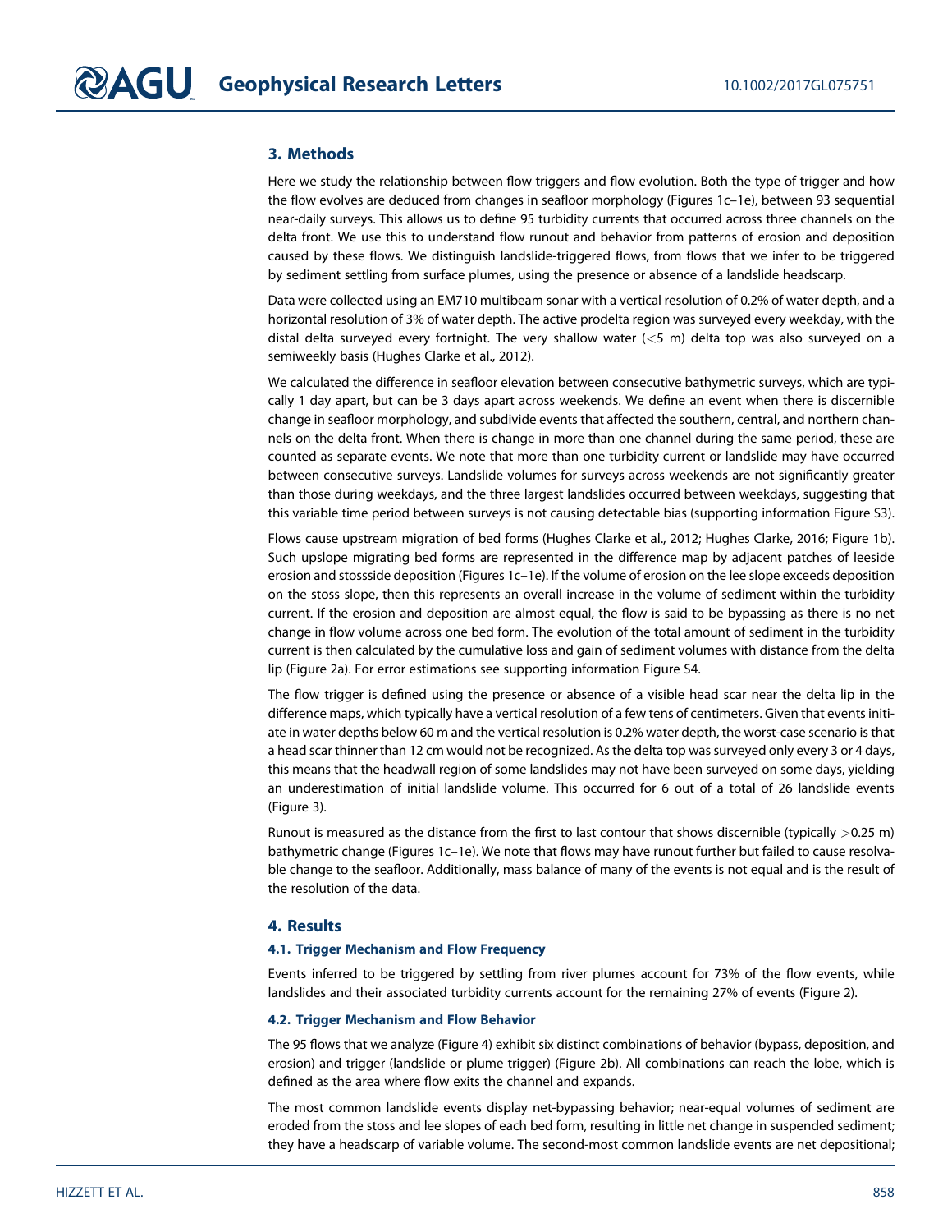## 3. Methods

Here we study the relationship between flow triggers and flow evolution. Both the type of trigger and how the flow evolves are deduced from changes in seafloor morphology (Figures 1c–1e), between 93 sequential near-daily surveys. This allows us to define 95 turbidity currents that occurred across three channels on the delta front. We use this to understand flow runout and behavior from patterns of erosion and deposition caused by these flows. We distinguish landslide-triggered flows, from flows that we infer to be triggered by sediment settling from surface plumes, using the presence or absence of a landslide headscarp.

Data were collected using an EM710 multibeam sonar with a vertical resolution of 0.2% of water depth, and a horizontal resolution of 3% of water depth. The active prodelta region was surveyed every weekday, with the distal delta surveyed every fortnight. The very shallow water (<5 m) delta top was also surveyed on a semiweekly basis (Hughes Clarke et al., 2012).

We calculated the difference in seafloor elevation between consecutive bathymetric surveys, which are typically 1 day apart, but can be 3 days apart across weekends. We define an event when there is discernible change in seafloor morphology, and subdivide events that affected the southern, central, and northern channels on the delta front. When there is change in more than one channel during the same period, these are counted as separate events. We note that more than one turbidity current or landslide may have occurred between consecutive surveys. Landslide volumes for surveys across weekends are not significantly greater than those during weekdays, and the three largest landslides occurred between weekdays, suggesting that this variable time period between surveys is not causing detectable bias (supporting information Figure S3).

Flows cause upstream migration of bed forms (Hughes Clarke et al., 2012; Hughes Clarke, 2016; Figure 1b). Such upslope migrating bed forms are represented in the difference map by adjacent patches of leeside erosion and stossside deposition (Figures 1c–1e). If the volume of erosion on the lee slope exceeds deposition on the stoss slope, then this represents an overall increase in the volume of sediment within the turbidity current. If the erosion and deposition are almost equal, the flow is said to be bypassing as there is no net change in flow volume across one bed form. The evolution of the total amount of sediment in the turbidity current is then calculated by the cumulative loss and gain of sediment volumes with distance from the delta lip (Figure 2a). For error estimations see supporting information Figure S4.

The flow trigger is defined using the presence or absence of a visible head scar near the delta lip in the difference maps, which typically have a vertical resolution of a few tens of centimeters. Given that events initiate in water depths below 60 m and the vertical resolution is 0.2% water depth, the worst-case scenario is that a head scar thinner than 12 cm would not be recognized. As the delta top was surveyed only every 3 or 4 days, this means that the headwall region of some landslides may not have been surveyed on some days, yielding an underestimation of initial landslide volume. This occurred for 6 out of a total of 26 landslide events (Figure 3).

Runout is measured as the distance from the first to last contour that shows discernible (typically >0.25 m) bathymetric change (Figures 1c–1e). We note that flows may have runout further but failed to cause resolvable change to the seafloor. Additionally, mass balance of many of the events is not equal and is the result of the resolution of the data.

## 4. Results

### 4.1. Trigger Mechanism and Flow Frequency

Events inferred to be triggered by settling from river plumes account for 73% of the flow events, while landslides and their associated turbidity currents account for the remaining 27% of events (Figure 2).

### 4.2. Trigger Mechanism and Flow Behavior

The 95 flows that we analyze (Figure 4) exhibit six distinct combinations of behavior (bypass, deposition, and erosion) and trigger (landslide or plume trigger) (Figure 2b). All combinations can reach the lobe, which is defined as the area where flow exits the channel and expands.

The most common landslide events display net-bypassing behavior; near-equal volumes of sediment are eroded from the stoss and lee slopes of each bed form, resulting in little net change in suspended sediment; they have a headscarp of variable volume. The second-most common landslide events are net depositional;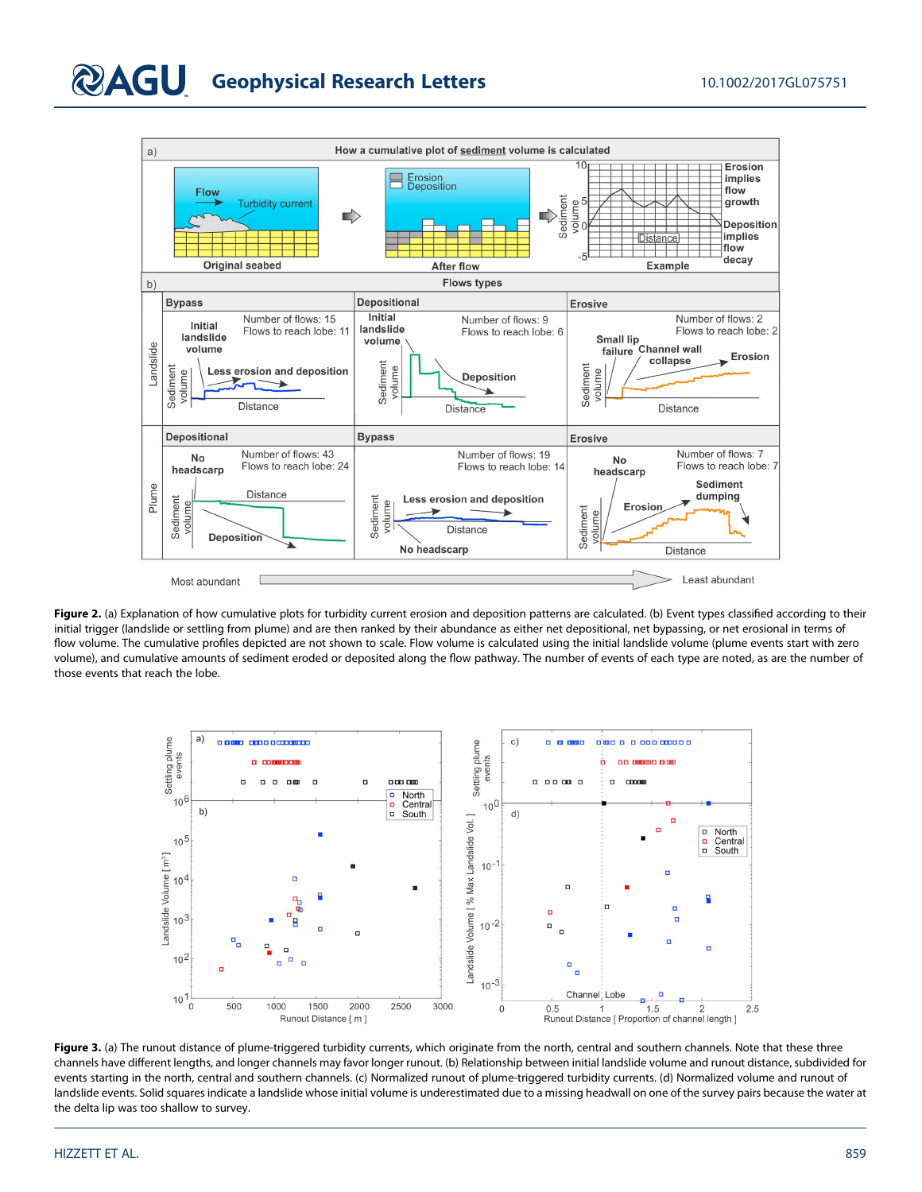**Figure 2.** (a) Explanation of how cumulative plots for turbidity current erosion and deposition patterns are calculated. (b) Event types classified according to their initial trigger (landslide or settling from plume) and are then ranked by their abundance as either net depositional, net bypassing, or net erosional in terms of flow volume. The cumulative profiles depicted are not shown to scale. Flow volume is calculated using the initial landslide volume (plume events start with zero volume), and cumulative amounts of sediment eroded or deposited along the flow pathway. The number of events of each type are noted, as are the number of those events that reach the lobe.

**Figure 3.** (a) The runout distance of plume-triggered turbidity currents, which originate from the north, central and southern channels. Note that these three channels have different lengths, and longer channels may favor longer runout. (b) Relationship between initial landslide volume and runout distance, subdivided for events starting in the north, central and southern channels. (c) Normalized runout of plume-triggered turbidity currents. (d) Normalized volume and runout of landslide events. Solid squares indicate a landslide whose initial volume is underestimated due to a missing headwall on one of the survey pairs because the water at the delta lip was too shallow to survey.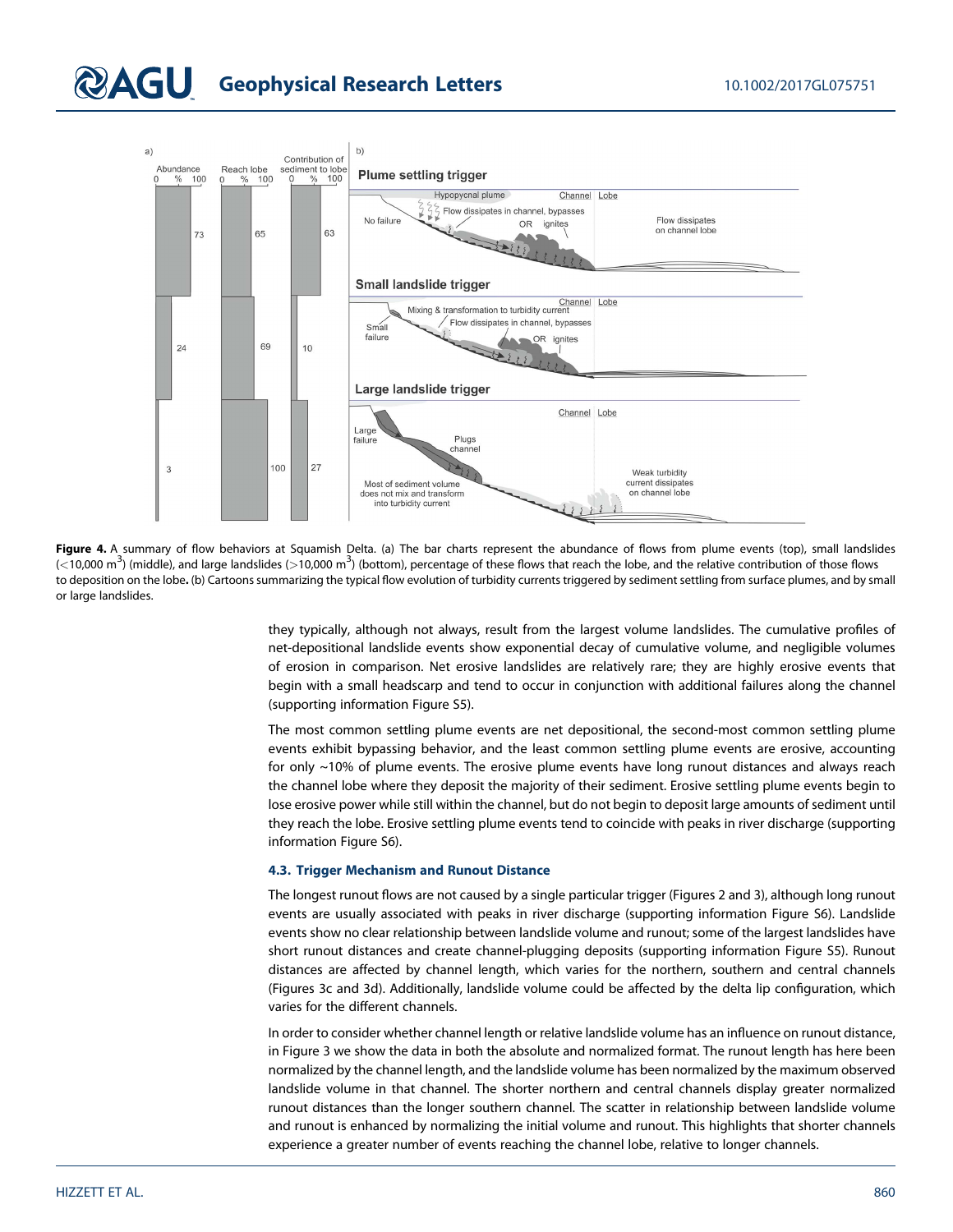Figure 4. A summary of flow behaviors at Squamish Delta. (a) The bar charts represent the abundance of flows from plume events (top), small landslides (<10,000 m$^3$) (middle), and large landslides (>10,000 m$^3$) (bottom), percentage of these flows that reach the lobe, and the relative contribution of those flows to deposition on the lobe. (b) Cartoons summarizing the typical flow evolution of turbidity currents triggered by sediment settling from surface plumes, and by small or large landslides.

they typically, although not always, result from the largest volume landslides. The cumulative profiles of net-depositional landslide events show exponential decay of cumulative volume, and negligible volumes of erosion in comparison. Net erosive landslides are relatively rare; they are highly erosive events that begin with a small headscarp and tend to occur in conjunction with additional failures along the channel (supporting information Figure S5).

The most common settling plume events are net depositional, the second-most common settling plume events exhibit bypassing behavior, and the least common settling plume events are erosive, accounting for only ~10% of plume events. The erosive plume events have long runout distances and always reach the channel lobe where they deposit the majority of their sediment. Erosive settling plume events begin to lose erosive power while still within the channel, but do not begin to deposit large amounts of sediment until they reach the lobe. Erosive settling plume events tend to coincide with peaks in river discharge (supporting information Figure S6).

### 4.3. Trigger Mechanism and Runout Distance

The longest runout flows are not caused by a single particular trigger (Figures 2 and 3), although long runout events are usually associated with peaks in river discharge (supporting information Figure S6). Landslide events show no clear relationship between landslide volume and runout; some of the largest landslides have short runout distances and create channel-plugging deposits (supporting information Figure S5). Runout distances are affected by channel length, which varies for the northern, southern and central channels (Figures 3c and 3d). Additionally, landslide volume could be affected by the delta lip configuration, which varies for the different channels.

In order to consider whether channel length or relative landslide volume has an influence on runout distance, in Figure 3 we show the data in both the absolute and normalized format. The runout length has here been normalized by the channel length, and the landslide volume has been normalized by the maximum observed landslide volume in that channel. The shorter northern and central channels display greater normalized runout distances than the longer southern channel. The scatter in relationship between landslide volume and runout is enhanced by normalizing the initial volume and runout. This highlights that shorter channels experience a greater number of events reaching the channel lobe, relative to longer channels.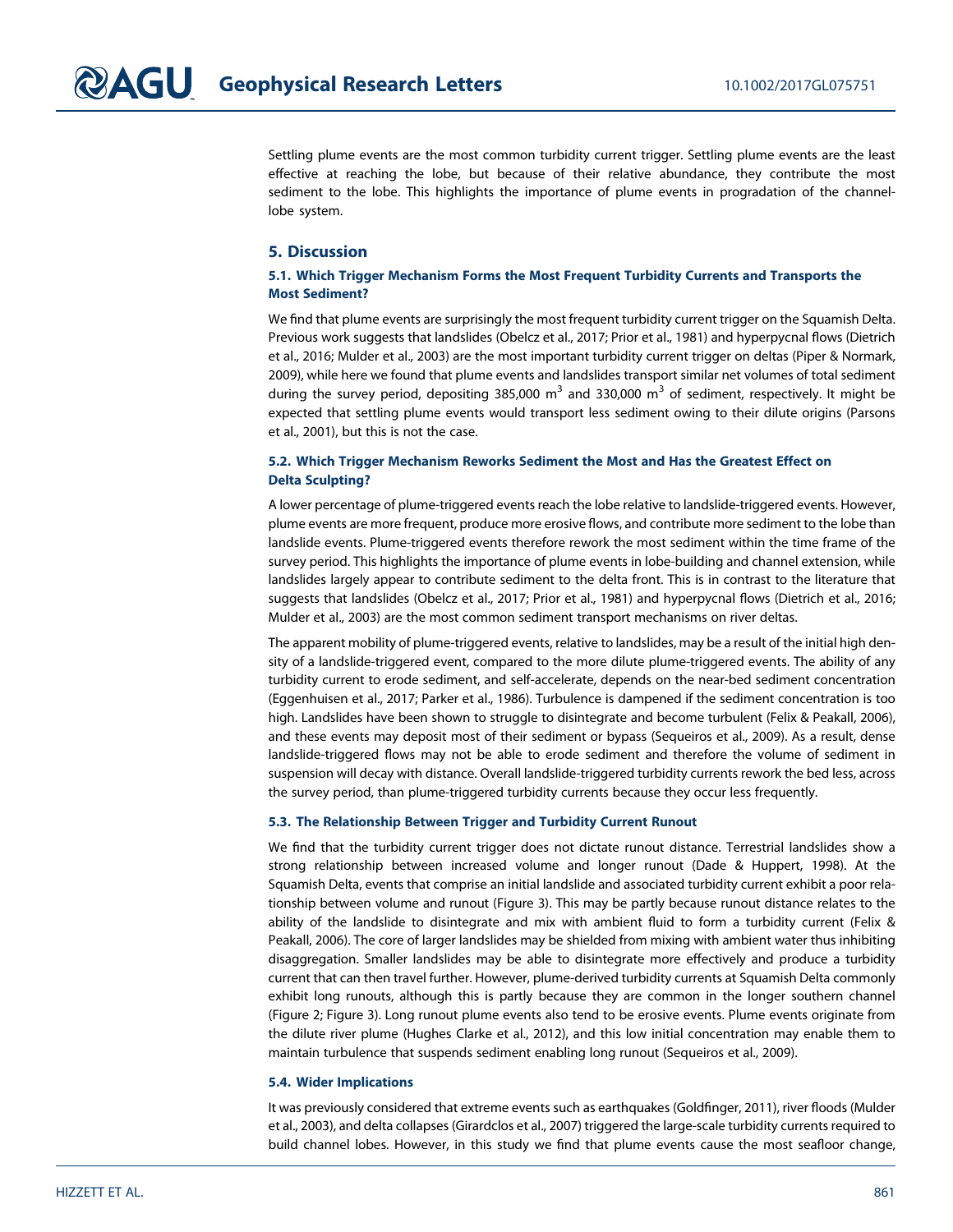Settling plume events are the most common turbidity current trigger. Settling plume events are the least effective at reaching the lobe, but because of their relative abundance, they contribute the most sediment to the lobe. This highlights the importance of plume events in progradation of the channel-lobe system.

## 5. Discussion

### 5.1. Which Trigger Mechanism Forms the Most Frequent Turbidity Currents and Transports the Most Sediment?

We find that plume events are surprisingly the most frequent turbidity current trigger on the Squamish Delta. Previous work suggests that landslides (Obelcz et al., 2017; Prior et al., 1981) and hyperpycnal flows (Dietrich et al., 2016; Mulder et al., 2003) are the most important turbidity current trigger on deltas (Piper & Normark, 2009), while here we found that plume events and landslides transport similar net volumes of total sediment during the survey period, depositing 385,000 m$^3$ and 330,000 m$^3$ of sediment, respectively. It might be expected that settling plume events would transport less sediment owing to their dilute origins (Parsons et al., 2001), but this is not the case.

### 5.2. Which Trigger Mechanism Reworks Sediment the Most and Has the Greatest Effect on Delta Sculpting?

A lower percentage of plume-triggered events reach the lobe relative to landslide-triggered events. However, plume events are more frequent, produce more erosive flows, and contribute more sediment to the lobe than landslide events. Plume-triggered events therefore rework the most sediment within the time frame of the survey period. This highlights the importance of plume events in lobe-building and channel extension, while landslides largely appear to contribute sediment to the delta front. This is in contrast to the literature that suggests that landslides (Obelcz et al., 2017; Prior et al., 1981) and hyperpycnal flows (Dietrich et al., 2016; Mulder et al., 2003) are the most common sediment transport mechanisms on river deltas.

The apparent mobility of plume-triggered events, relative to landslides, may be a result of the initial high density of a landslide-triggered event, compared to the more dilute plume-triggered events. The ability of any turbidity current to erode sediment, and self-accelerate, depends on the near-bed sediment concentration (Eggenhuisen et al., 2017; Parker et al., 1986). Turbulence is dampened if the sediment concentration is too high. Landslides have been shown to struggle to disintegrate and become turbulent (Felix & Peakall, 2006), and these events may deposit most of their sediment or bypass (Sequeiros et al., 2009). As a result, dense landslide-triggered flows may not be able to erode sediment and therefore the volume of sediment in suspension will decay with distance. Overall landslide-triggered turbidity currents rework the bed less, across the survey period, than plume-triggered turbidity currents because they occur less frequently.

### 5.3. The Relationship Between Trigger and Turbidity Current Runout

We find that the turbidity current trigger does not dictate runout distance. Terrestrial landslides show a strong relationship between increased volume and longer runout (Dade & Huppert, 1998). At the Squamish Delta, events that comprise an initial landslide and associated turbidity current exhibit a poor relationship between volume and runout (Figure 3). This may be partly because runout distance relates to the ability of the landslide to disintegrate and mix with ambient fluid to form a turbidity current (Felix & Peakall, 2006). The core of larger landslides may be shielded from mixing with ambient water thus inhibiting disaggregation. Smaller landslides may be able to disintegrate more effectively and produce a turbidity current that can then travel further. However, plume-derived turbidity currents at Squamish Delta commonly exhibit long runouts, although this is partly because they are common in the longer southern channel (Figure 2; Figure 3). Long runout plume events also tend to be erosive events. Plume events originate from the dilute river plume (Hughes Clarke et al., 2012), and this low initial concentration may enable them to maintain turbulence that suspends sediment enabling long runout (Sequeiros et al., 2009).

### 5.4. Wider Implications

It was previously considered that extreme events such as earthquakes (Goldfinger, 2011), river floods (Mulder et al., 2003), and delta collapses (Girardclos et al., 2007) triggered the large-scale turbidity currents required to build channel lobes. However, in this study we find that plume events cause the most seafloor change,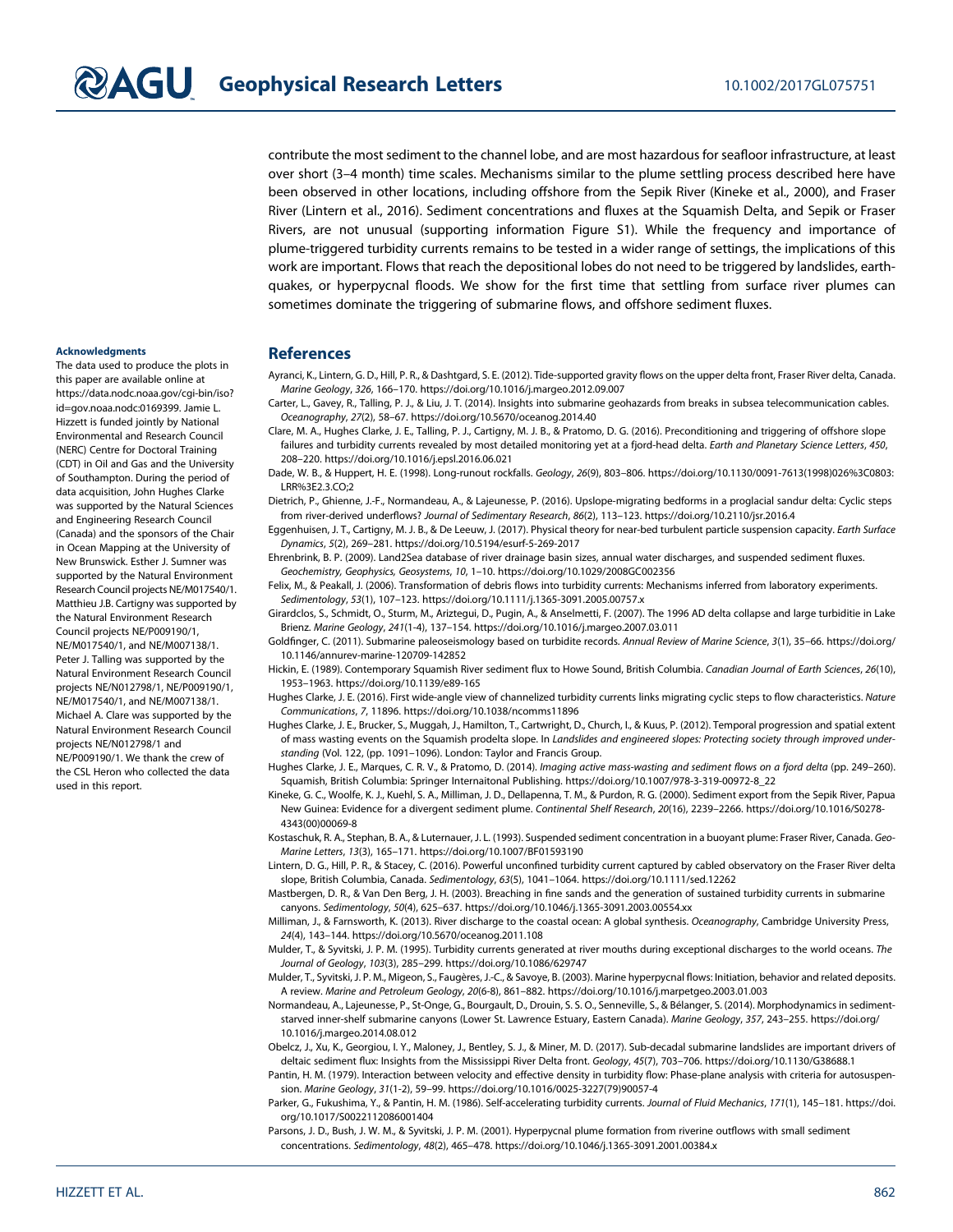contribute the most sediment to the channel lobe, and are most hazardous for seafloor infrastructure, at least over short (3–4 month) time scales. Mechanisms similar to the plume settling process described here have been observed in other locations, including offshore from the Sepik River (Kineke et al., 2000), and Fraser River (Lintern et al., 2016). Sediment concentrations and fluxes at the Squamish Delta, and Sepik or Fraser Rivers, are not unusual (supporting information Figure S1). While the frequency and importance of plume-triggered turbidity currents remains to be tested in a wider range of settings, the implications of this work are important. Flows that reach the depositional lobes do not need to be triggered by landslides, earthquakes, or hyperpycnal floods. We show for the first time that settling from surface river plumes can sometimes dominate the triggering of submarine flows, and offshore sediment fluxes.

## Acknowledgments

The data used to produce the plots in this paper are available online at https://data.nodc.noaa.gov/cgi-bin/iso?id=gov.noaa.nodc:0169399. Jamie L. Hizzett is funded jointly by National Environmental and Research Council (NERC) Centre for Doctoral Training (CDT) in Oil and Gas and the University of Southampton. During the period of data acquisition, John Hughes Clarke was supported by the Natural Sciences and Engineering Research Council (Canada) and the sponsors of the Chair in Ocean Mapping at the University of New Brunswick. Esther J. Sumner was supported by the Natural Environment Research Council projects NE/M017540/1. Matthieu J.B. Cartigny was supported by the Natural Environment Research Council projects NE/P009190/1, NE/M017540/1, and NE/M007138/1. Peter J. Talling was supported by the Natural Environment Research Council projects NE/N012798/1, NE/P009190/1, NE/M017540/1, and NE/M007138/1. Michael A. Clare was supported by the Natural Environment Research Council projects NE/N012798/1 and NE/P009190/1. We thank the crew of the CSL Heron who collected the data used in this report.

## References

Ayranci, K., Lintern, G. D., Hill, P. R., & Dashtgard, S. E. (2012). Tide-supported gravity flows on the upper delta front, Fraser River delta, Canada. *Marine Geology*, *326*, 166–170. https://doi.org/10.1016/j.margeo.2012.09.007

Carter, L., Gavey, R., Talling, P. J., & Liu, J. T. (2014). Insights into submarine geohazards from breaks in subsea telecommunication cables. *Oceanography*, *27*(2), 58–67. https://doi.org/10.5670/oceanog.2014.40

Clare, M. A., Hughes Clarke, J. E., Talling, P. J., Cartigny, M. J. B., & Pratomo, D. G. (2016). Preconditioning and triggering of offshore slope failures and turbidity currents revealed by most detailed monitoring yet at a fjord-head delta. *Earth and Planetary Science Letters*, *450*, 208–220. https://doi.org/10.1016/j.epsl.2016.06.021

Dade, W. B., & Huppert, H. E. (1998). Long-runout rockfalls. *Geology*, *26*(9), 803–806. https://doi.org/10.1130/0091-7613(1998)026%3C0803:LRR%3E2.3.CO;2

Dietrich, P., Ghienne, J.-F., Normandeau, A., & Lajeunesse, P. (2016). Upslope-migrating bedforms in a proglacial sandur delta: Cyclic steps from river-derived underflows? *Journal of Sedimentary Research*, *86*(2), 113–123. https://doi.org/10.2110/jsr.2016.4

Eggenhuisen, J. T., Cartigny, M. J. B., & De Leeuw, J. (2017). Physical theory for near-bed turbulent particle suspension capacity. *Earth Surface Dynamics*, *5*(2), 269–281. https://doi.org/10.5194/esurf-5-269-2017

Ehrenbrink, B. P. (2009). Land2Sea database of river drainage basin sizes, annual water discharges, and suspended sediment fluxes. *Geochemistry, Geophysics, Geosystems*, *10*, 1–10. https://doi.org/10.1029/2008GC002356

Felix, M., & Peakall, J. (2006). Transformation of debris flows into turbidity currents: Mechanisms inferred from laboratory experiments. *Sedimentology*, *53*(1), 107–123. https://doi.org/10.1111/j.1365-3091.2005.00757.x

Girardclos, S., Schmidt, O., Sturm, M., Ariztegui, D., Pugin, A., & Anselmetti, F. (2007). The 1996 AD delta collapse and large turbiditie in Lake Brienz. *Marine Geology*, *241*(1-4), 137–154. https://doi.org/10.1016/j.margeo.2007.03.011

Goldfinger, C. (2011). Submarine paleoseismology based on turbidite records. *Annual Review of Marine Science*, *3*(1), 35–66. https://doi.org/10.1146/annurev-marine-120709-142852

Hickin, E. (1989). Contemporary Squamish River sediment flux to Howe Sound, British Columbia. *Canadian Journal of Earth Sciences*, *26*(10), 1953–1963. https://doi.org/10.1139/e89-165

Hughes Clarke, J. E. (2016). First wide-angle view of channelized turbidity currents links migrating cyclic steps to flow characteristics. *Nature Communications*, *7*, 11896. https://doi.org/10.1038/ncomms11896

Hughes Clarke, J. E., Brucker, S., Muggah, J., Hamilton, T., Cartwright, D., Church, I., & Kuus, P. (2012). Temporal progression and spatial extent of mass wasting events on the Squamish prodelta slope. In *Landslides and engineered slopes: Protecting society through improved understanding* (Vol. 122, (pp. 1091–1096). London: Taylor and Francis Group.

Hughes Clarke, J. E., Marques, C. R. V., & Pratomo, D. (2014). *Imaging active mass-wasting and sediment flows on a fjord delta* (pp. 249–260). Squamish, British Columbia: Springer Internaitonal Publishing. https://doi.org/10.1007/978-3-319-00972-8_22

Kineke, G. C., Woolfe, K. J., Kuehl, S. A., Milliman, J. D., Dellapenna, T. M., & Purdon, R. G. (2000). Sediment export from the Sepik River, Papua New Guinea: Evidence for a divergent sediment plume. *Continental Shelf Research*, *20*(16), 2239–2266. https://doi.org/10.1016/S0278-4343(00)00069-8

Kostaschuk, R. A., Stephan, B. A., & Luternauer, J. L. (1993). Suspended sediment concentration in a buoyant plume: Fraser River, Canada. *Geo-Marine Letters*, *13*(3), 165–171. https://doi.org/10.1007/BF01593190

Lintern, D. G., Hill, P. R., & Stacey, C. (2016). Powerful unconfined turbidity current captured by cabled observatory on the Fraser River delta slope, British Columbia, Canada. *Sedimentology*, *63*(5), 1041–1064. https://doi.org/10.1111/sed.12262

Mastbergen, D. R., & Van Den Berg, J. H. (2003). Breaching in fine sands and the generation of sustained turbidity currents in submarine canyons. *Sedimentology*, *50*(4), 625–637. https://doi.org/10.1046/j.1365-3091.2003.00554.xx

Milliman, J., & Farnsworth, K. (2013). River discharge to the coastal ocean: A global synthesis. *Oceanography*, Cambridge University Press, *24*(4), 143–144. https://doi.org/10.5670/oceanog.2011.108

Mulder, T., & Syvitski, J. P. M. (1995). Turbidity currents generated at river mouths during exceptional discharges to the world oceans. *The Journal of Geology*, *103*(3), 285–299. https://doi.org/10.1086/629747

Mulder, T., Syvitski, J. P. M., Migeon, S., Faugères, J.-C., & Savoye, B. (2003). Marine hyperpycnal flows: Initiation, behavior and related deposits. A review. *Marine and Petroleum Geology*, *20*(6-8), 861–882. https://doi.org/10.1016/j.marpetgeo.2003.01.003

Normandeau, A., Lajeunesse, P., St-Onge, G., Bourgault, D., Drouin, S. S. O., Senneville, S., & Bélanger, S. (2014). Morphodynamics in sediment-starved inner-shelf submarine canyons (Lower St. Lawrence Estuary, Eastern Canada). *Marine Geology*, *357*, 243–255. https://doi.org/10.1016/j.margeo.2014.08.012

Obelcz, J., Xu, K., Georgiou, I. Y., Maloney, J., Bentley, S. J., & Miner, M. D. (2017). Sub-decadal submarine landslides are important drivers of deltaic sediment flux: Insights from the Mississippi River Delta front. *Geology*, *45*(7), 703–706. https://doi.org/10.1130/G38688.1

Pantin, H. M. (1979). Interaction between velocity and effective density in turbidity flow: Phase-plane analysis with criteria for autosuspension. *Marine Geology*, *31*(1-2), 59–99. https://doi.org/10.1016/0025-3227(79)90057-4

Parker, G., Fukushima, Y., & Pantin, H. M. (1986). Self-accelerating turbidity currents. *Journal of Fluid Mechanics*, *171*(1), 145–181. https://doi.org/10.1017/S0022112086001404

Parsons, J. D., Bush, J. W. M., & Syvitski, J. P. M. (2001). Hyperpycnal plume formation from riverine outflows with small sediment concentrations. *Sedimentology*, *48*(2), 465–478. https://doi.org/10.1046/j.1365-3091.2001.00384.x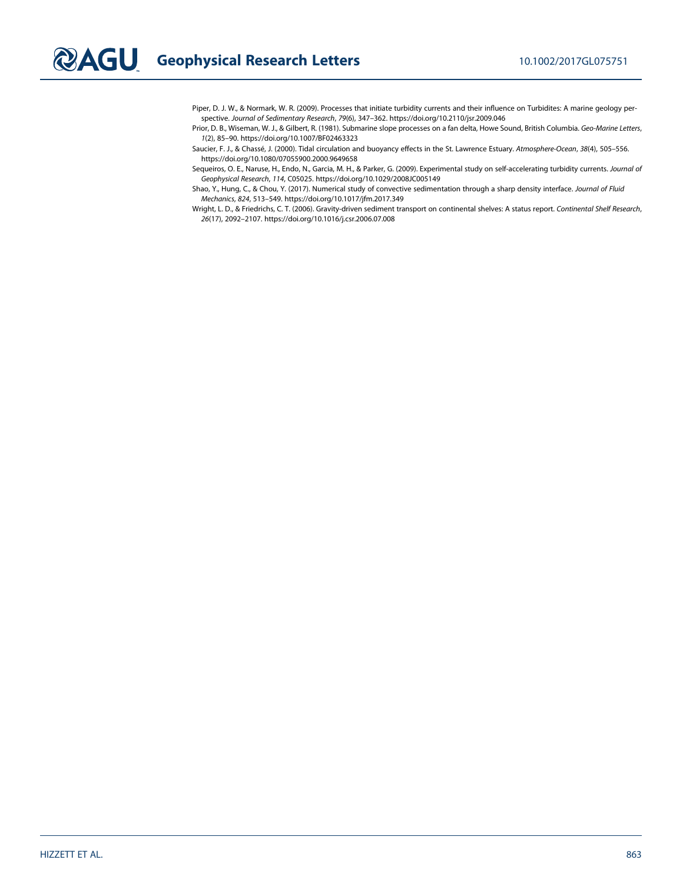Piper, D. J. W., & Normark, W. R. (2009). Processes that initiate turbidity currents and their influence on Turbidites: A marine geology perspective. *Journal of Sedimentary Research*, *79*(6), 347–362. https://doi.org/10.2110/jsr.2009.046

Prior, D. B., Wiseman, W. J., & Gilbert, R. (1981). Submarine slope processes on a fan delta, Howe Sound, British Columbia. *Geo-Marine Letters*, *1*(2), 85–90. https://doi.org/10.1007/BF02463323

Saucier, F. J., & Chassé, J. (2000). Tidal circulation and buoyancy effects in the St. Lawrence Estuary. *Atmosphere-Ocean*, *38*(4), 505–556. https://doi.org/10.1080/07055900.2000.9649658

Sequeiros, O. E., Naruse, H., Endo, N., Garcia, M. H., & Parker, G. (2009). Experimental study on self-accelerating turbidity currents. *Journal of Geophysical Research*, *114*, C05025. https://doi.org/10.1029/2008JC005149

Shao, Y., Hung, C., & Chou, Y. (2017). Numerical study of convective sedimentation through a sharp density interface. *Journal of Fluid Mechanics*, *824*, 513–549. https://doi.org/10.1017/jfm.2017.349

Wright, L. D., & Friedrichs, C. T. (2006). Gravity-driven sediment transport on continental shelves: A status report. *Continental Shelf Research*, *26*(17), 2092–2107. https://doi.org/10.1016/j.csr.2006.07.008